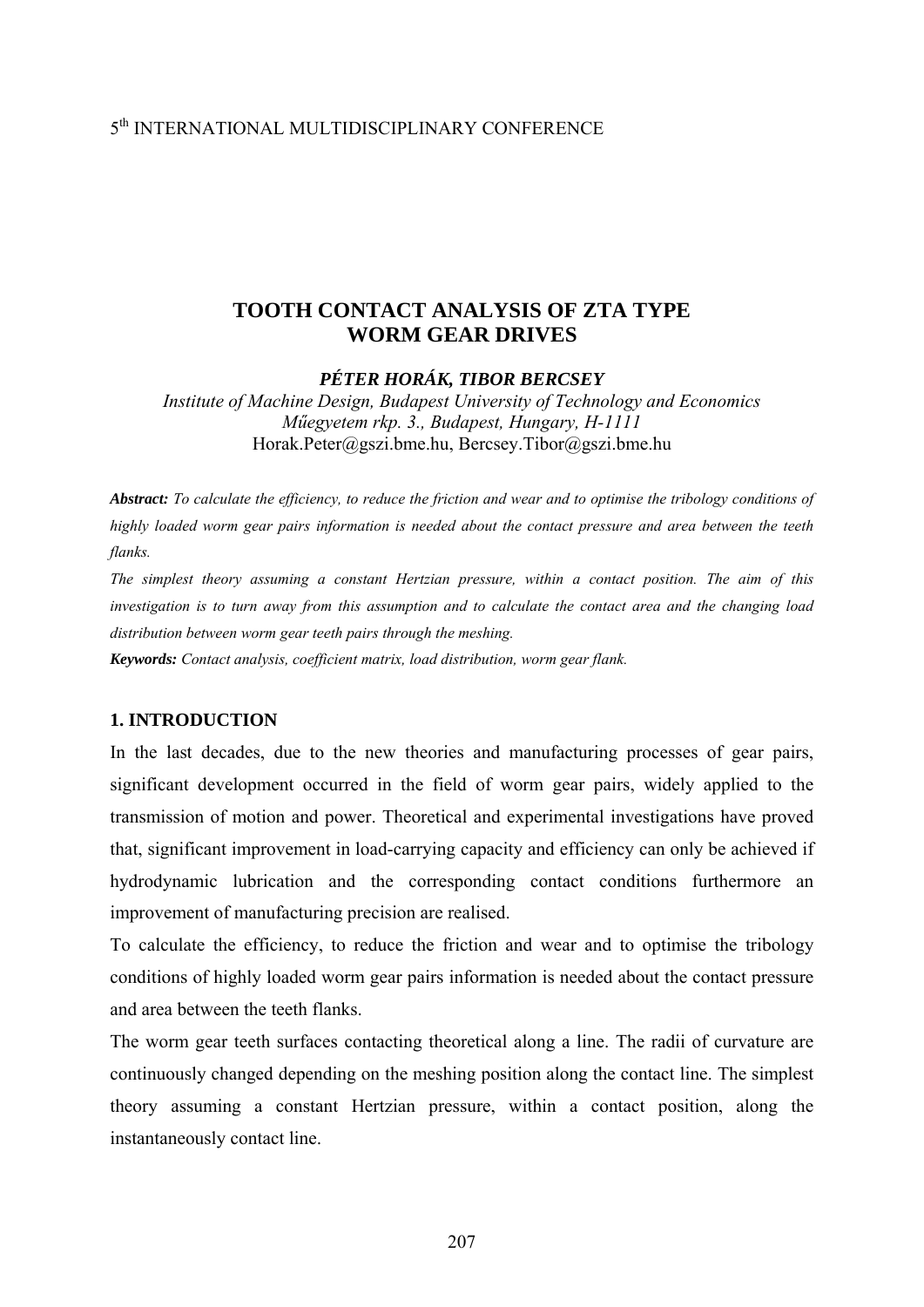5th INTERNATIONAL MULTIDISCIPLINARY CONFERENCE

# TOOTH CONTACT ANALYSIS OF ZTA TYPE WORM GEAR DRIVES

***PÉTER HORÁK, TIBOR BERCSEY***

*Institute of Machine Design, Budapest University of Technology and Economics*
*Műegyetem rkp. 3., Budapest, Hungary, H-1111*
Horak.Peter@gszi.bme.hu, Bercsey.Tibor@gszi.bme.hu

***Abstract:*** *To calculate the efficiency, to reduce the friction and wear and to optimise the tribology conditions of highly loaded worm gear pairs information is needed about the contact pressure and area between the teeth flanks.*

*The simplest theory assuming a constant Hertzian pressure, within a contact position. The aim of this investigation is to turn away from this assumption and to calculate the contact area and the changing load distribution between worm gear teeth pairs through the meshing.*

***Keywords:*** *Contact analysis, coefficient matrix, load distribution, worm gear flank.*

## 1. INTRODUCTION

In the last decades, due to the new theories and manufacturing processes of gear pairs, significant development occurred in the field of worm gear pairs, widely applied to the transmission of motion and power. Theoretical and experimental investigations have proved that, significant improvement in load-carrying capacity and efficiency can only be achieved if hydrodynamic lubrication and the corresponding contact conditions furthermore an improvement of manufacturing precision are realised.

To calculate the efficiency, to reduce the friction and wear and to optimise the tribology conditions of highly loaded worm gear pairs information is needed about the contact pressure and area between the teeth flanks.

The worm gear teeth surfaces contacting theoretical along a line. The radii of curvature are continuously changed depending on the meshing position along the contact line. The simplest theory assuming a constant Hertzian pressure, within a contact position, along the instantaneously contact line.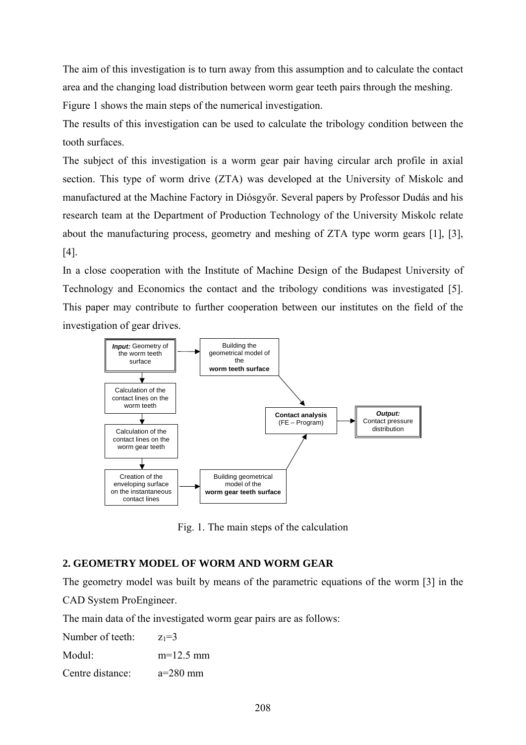The aim of this investigation is to turn away from this assumption and to calculate the contact area and the changing load distribution between worm gear teeth pairs through the meshing.

Figure 1 shows the main steps of the numerical investigation.

The results of this investigation can be used to calculate the tribology condition between the tooth surfaces.

The subject of this investigation is a worm gear pair having circular arch profile in axial section. This type of worm drive (ZTA) was developed at the University of Miskolc and manufactured at the Machine Factory in Diósgyőr. Several papers by Professor Dudás and his research team at the Department of Production Technology of the University Miskolc relate about the manufacturing process, geometry and meshing of ZTA type worm gears [1], [3], [4].

In a close cooperation with the Institute of Machine Design of the Budapest University of Technology and Economics the contact and the tribology conditions was investigated [5]. This paper may contribute to further cooperation between our institutes on the field of the investigation of gear drives.

***Input:*** Geometry of the worm teeth surface → Building the geometrical model of the **worm teeth surface**

Calculation of the contact lines on the worm teeth

Calculation of the contact lines on the worm gear teeth

Creation of the enveloping surface on the instantaneous contact lines → Building geometrical model of the **worm gear teeth surface**

**Contact analysis** (FE – Program) → ***Output:*** Contact pressure distribution

Fig. 1. The main steps of the calculation

## 2. GEOMETRY MODEL OF WORM AND WORM GEAR

The geometry model was built by means of the parametric equations of the worm [3] in the CAD System ProEngineer.

The main data of the investigated worm gear pairs are as follows:

Number of teeth: $z_1=3$

Modul: $m=12.5$ mm

Centre distance: $a=280$ mm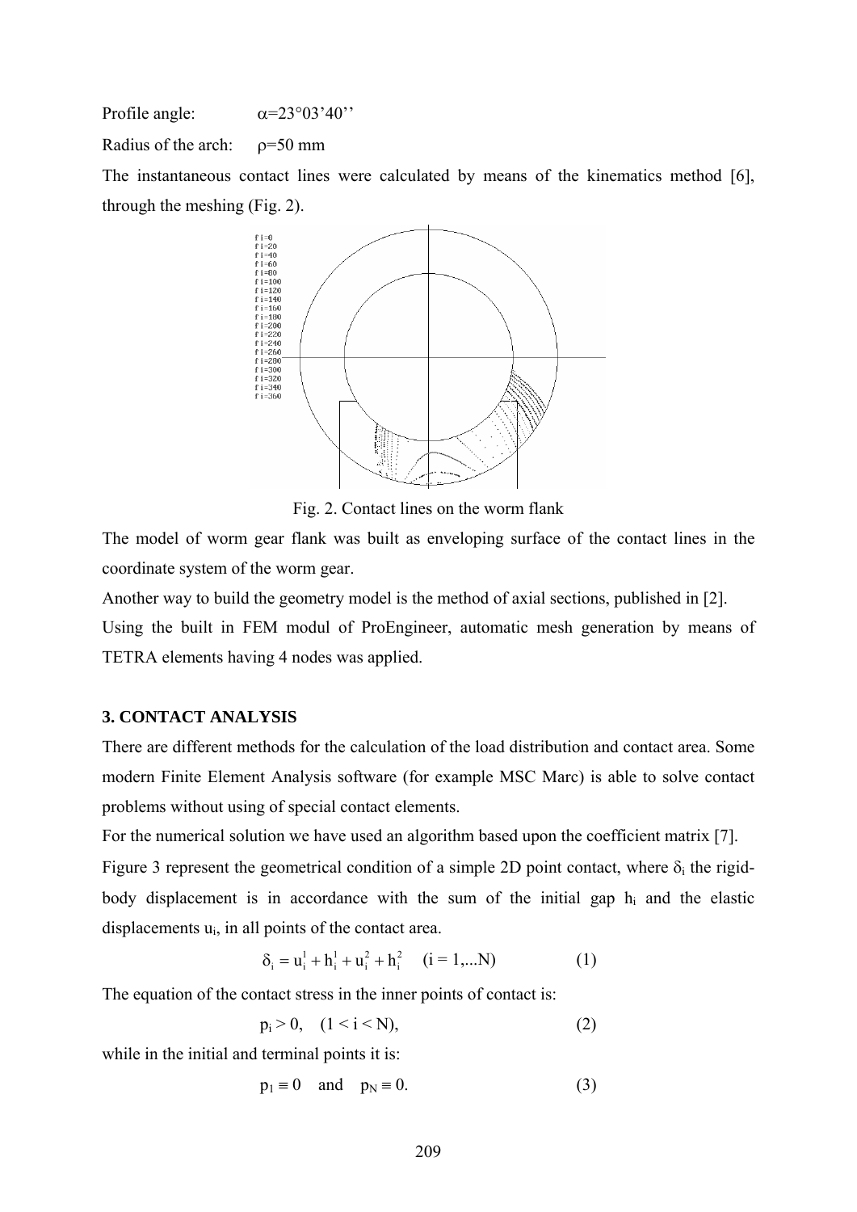Profile angle: $\alpha$=23°03'40''

Radius of the arch: $\rho$=50 mm

The instantaneous contact lines were calculated by means of the kinematics method [6], through the meshing (Fig. 2).

Fig. 2. Contact lines on the worm flank

The model of worm gear flank was built as enveloping surface of the contact lines in the coordinate system of the worm gear.

Another way to build the geometry model is the method of axial sections, published in [2].

Using the built in FEM modul of ProEngineer, automatic mesh generation by means of TETRA elements having 4 nodes was applied.

### 3. CONTACT ANALYSIS

There are different methods for the calculation of the load distribution and contact area. Some modern Finite Element Analysis software (for example MSC Marc) is able to solve contact problems without using of special contact elements.

For the numerical solution we have used an algorithm based upon the coefficient matrix [7].

Figure 3 represent the geometrical condition of a simple 2D point contact, where $\delta_i$ the rigid-body displacement is in accordance with the sum of the initial gap $h_i$ and the elastic displacements $u_i$, in all points of the contact area.

$$\delta_i = u_i^1 + h_i^1 + u_i^2 + h_i^2 \quad (i = 1,...N) \qquad (1)$$

The equation of the contact stress in the inner points of contact is:

$$p_i > 0, \quad (1 < i < N), \qquad (2)$$

while in the initial and terminal points it is:

$$p_1 \equiv 0 \quad \text{and} \quad p_N \equiv 0. \qquad (3)$$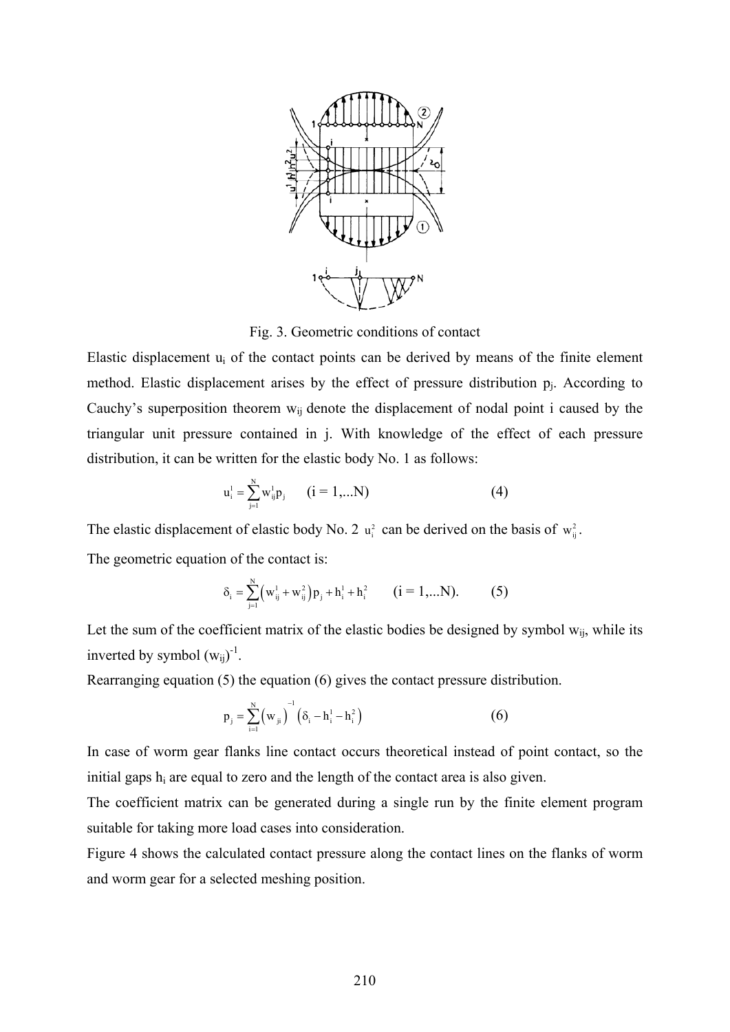Fig. 3. Geometric conditions of contact

Elastic displacement $u_i$ of the contact points can be derived by means of the finite element method. Elastic displacement arises by the effect of pressure distribution $p_j$. According to Cauchy's superposition theorem $w_{ij}$ denote the displacement of nodal point i caused by the triangular unit pressure contained in j. With knowledge of the effect of each pressure distribution, it can be written for the elastic body No. 1 as follows:

$$u_i^1 = \sum_{j=1}^{N} w_{ij}^1 p_j \qquad (i = 1,...N) \tag{4}$$

The elastic displacement of elastic body No. 2 $u_i^2$ can be derived on the basis of $w_{ij}^2$.

The geometric equation of the contact is:

$$\delta_i = \sum_{j=1}^{N} \left( w_{ij}^1 + w_{ij}^2 \right) p_j + h_i^1 + h_i^2 \qquad (i = 1,...N). \tag{5}$$

Let the sum of the coefficient matrix of the elastic bodies be designed by symbol $w_{ij}$, while its inverted by symbol $(w_{ij})^{-1}$.

Rearranging equation (5) the equation (6) gives the contact pressure distribution.

$$p_j = \sum_{i=1}^{N} \left( w_{ji} \right)^{-1} \left( \delta_i - h_i^1 - h_i^2 \right) \tag{6}$$

In case of worm gear flanks line contact occurs theoretical instead of point contact, so the initial gaps $h_i$ are equal to zero and the length of the contact area is also given.

The coefficient matrix can be generated during a single run by the finite element program suitable for taking more load cases into consideration.

Figure 4 shows the calculated contact pressure along the contact lines on the flanks of worm and worm gear for a selected meshing position.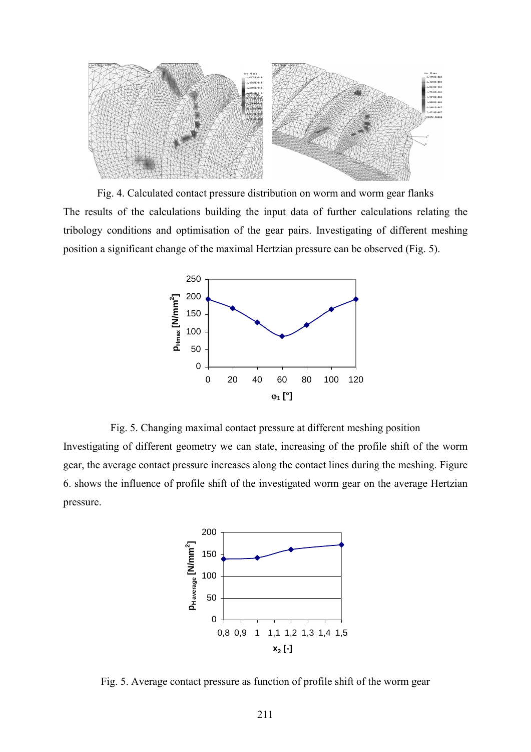Fig. 4. Calculated contact pressure distribution on worm and worm gear flanks

The results of the calculations building the input data of further calculations relating the tribology conditions and optimisation of the gear pairs. Investigating of different meshing position a significant change of the maximal Hertzian pressure can be observed (Fig. 5).

Fig. 5. Changing maximal contact pressure at different meshing position

Investigating of different geometry we can state, increasing of the profile shift of the worm gear, the average contact pressure increases along the contact lines during the meshing. Figure 6. shows the influence of profile shift of the investigated worm gear on the average Hertzian pressure.

Fig. 5. Average contact pressure as function of profile shift of the worm gear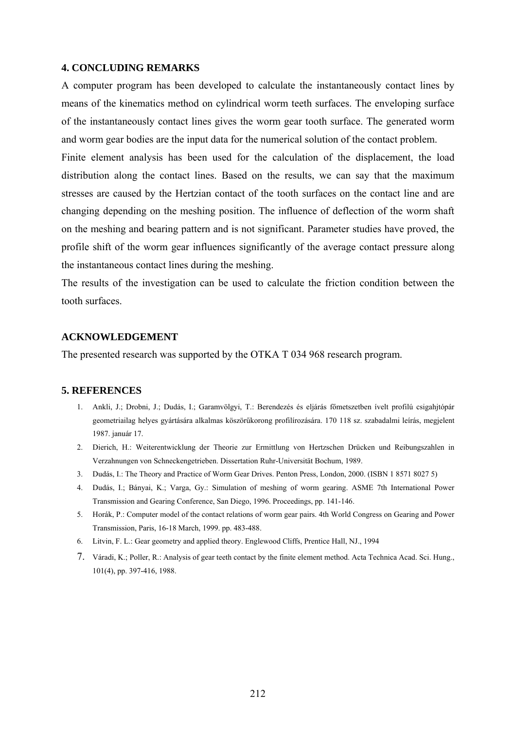## 4. CONCLUDING REMARKS

A computer program has been developed to calculate the instantaneously contact lines by means of the kinematics method on cylindrical worm teeth surfaces. The enveloping surface of the instantaneously contact lines gives the worm gear tooth surface. The generated worm and worm gear bodies are the input data for the numerical solution of the contact problem.

Finite element analysis has been used for the calculation of the displacement, the load distribution along the contact lines. Based on the results, we can say that the maximum stresses are caused by the Hertzian contact of the tooth surfaces on the contact line and are changing depending on the meshing position. The influence of deflection of the worm shaft on the meshing and bearing pattern and is not significant. Parameter studies have proved, the profile shift of the worm gear influences significantly of the average contact pressure along the instantaneous contact lines during the meshing.

The results of the investigation can be used to calculate the friction condition between the tooth surfaces.

## ACKNOWLEDGEMENT

The presented research was supported by the OTKA T 034 968 research program.

## 5. REFERENCES

1. Ankli, J.; Drobni, J.; Dudás, I.; Garamvölgyi, T.: Berendezés és eljárás főmetszetben ívelt profilú csigahjtópár geometriailag helyes gyártására alkalmas köszörűkorong profilírozására. 170 118 sz. szabadalmi leírás, megjelent 1987. január 17.
2. Dierich, H.: Weiterentwicklung der Theorie zur Ermittlung von Hertzschen Drücken und Reibungszahlen in Verzahnungen von Schneckengetrieben. Dissertation Ruhr-Universität Bochum, 1989.
3. Dudás, I.: The Theory and Practice of Worm Gear Drives. Penton Press, London, 2000. (ISBN 1 8571 8027 5)
4. Dudás, I.; Bányai, K.; Varga, Gy.: Simulation of meshing of worm gearing. ASME 7th International Power Transmission and Gearing Conference, San Diego, 1996. Proceedings, pp. 141-146.
5. Horák, P.: Computer model of the contact relations of worm gear pairs. 4th World Congress on Gearing and Power Transmission, Paris, 16-18 March, 1999. pp. 483-488.
6. Litvin, F. L.: Gear geometry and applied theory. Englewood Cliffs, Prentice Hall, NJ., 1994
7. Váradi, K.; Poller, R.: Analysis of gear teeth contact by the finite element method. Acta Technica Acad. Sci. Hung., 101(4), pp. 397-416, 1988.